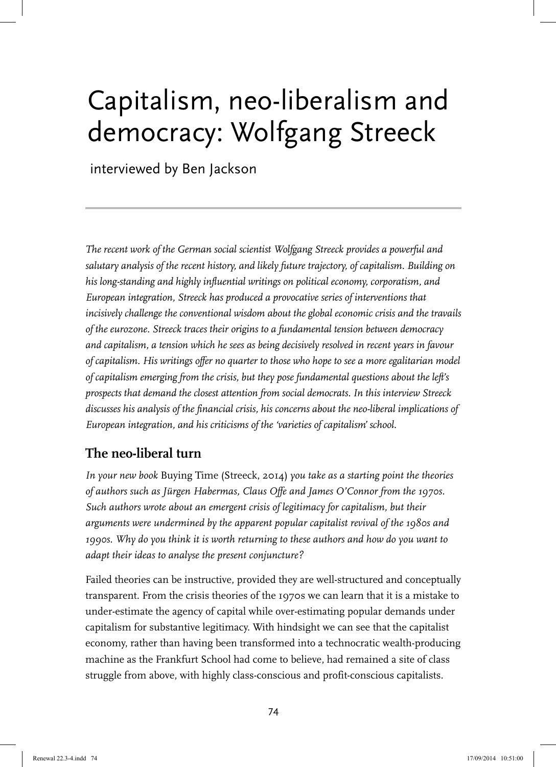# Capitalism, neo-liberalism and democracy: Wolfgang Streeck

interviewed by Ben Jackson

*The recent work of the German social scientist Wolfgang Streeck provides a powerful and salutary analysis of the recent history, and likely future trajectory, of capitalism. Building on his long-standing and highly influential writings on political economy, corporatism, and European integration, Streeck has produced a provocative series of interventions that incisively challenge the conventional wisdom about the global economic crisis and the travails of the eurozone. Streeck traces their origins to a fundamental tension between democracy and capitalism, a tension which he sees as being decisively resolved in recent years in favour of capitalism. His writings offer no quarter to those who hope to see a more egalitarian model of capitalism emerging from the crisis, but they pose fundamental questions about the left's prospects that demand the closest attention from social democrats. In this interview Streeck discusses his analysis of the financial crisis, his concerns about the neo-liberal implications of European integration, and his criticisms of the 'varieties of capitalism' school.*

## The neo-liberal turn

*In your new book* Buying Time *(Streeck, 2014) you take as a starting point the theories of authors such as Jürgen Habermas, Claus Offe and James O'Connor from the 1970s. Such authors wrote about an emergent crisis of legitimacy for capitalism, but their arguments were undermined by the apparent popular capitalist revival of the 1980s and 1990s. Why do you think it is worth returning to these authors and how do you want to adapt their ideas to analyse the present conjuncture?*

Failed theories can be instructive, provided they are well-structured and conceptually transparent. From the crisis theories of the 1970s we can learn that it is a mistake to under-estimate the agency of capital while over-estimating popular demands under capitalism for substantive legitimacy. With hindsight we can see that the capitalist economy, rather than having been transformed into a technocratic wealth-producing machine as the Frankfurt School had come to believe, had remained a site of class struggle from above, with highly class-conscious and profit-conscious capitalists.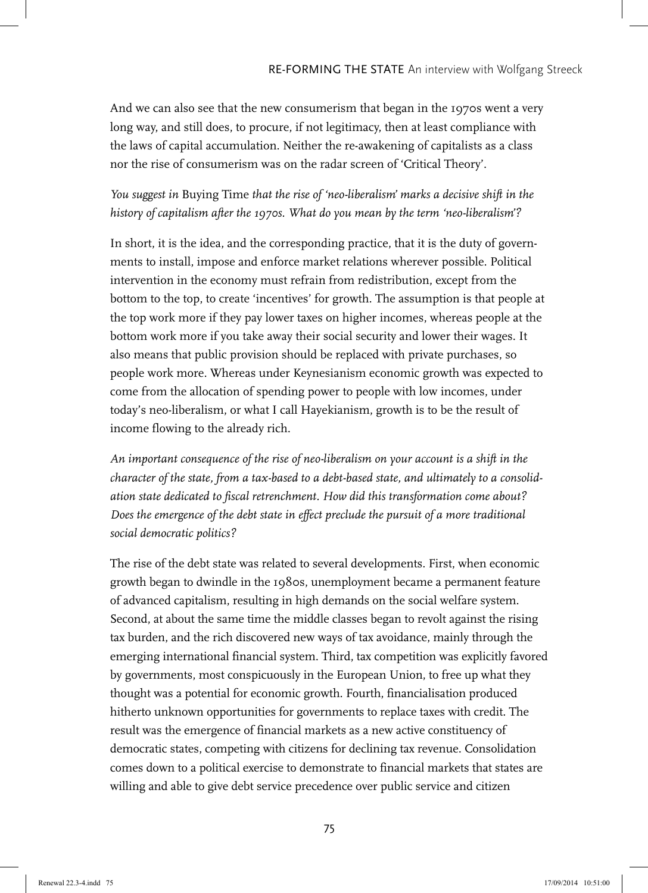And we can also see that the new consumerism that began in the 1970s went a very long way, and still does, to procure, if not legitimacy, then at least compliance with the laws of capital accumulation. Neither the re-awakening of capitalists as a class nor the rise of consumerism was on the radar screen of 'Critical Theory'.

*You suggest in* Buying Time *that the rise of 'neo-liberalism' marks a decisive shift in the history of capitalism after the 1970s. What do you mean by the term 'neo-liberalism'?*

In short, it is the idea, and the corresponding practice, that it is the duty of governments to install, impose and enforce market relations wherever possible. Political intervention in the economy must refrain from redistribution, except from the bottom to the top, to create 'incentives' for growth. The assumption is that people at the top work more if they pay lower taxes on higher incomes, whereas people at the bottom work more if you take away their social security and lower their wages. It also means that public provision should be replaced with private purchases, so people work more. Whereas under Keynesianism economic growth was expected to come from the allocation of spending power to people with low incomes, under today's neo-liberalism, or what I call Hayekianism, growth is to be the result of income flowing to the already rich.

*An important consequence of the rise of neo-liberalism on your account is a shift in the character of the state, from a tax-based to a debt-based state, and ultimately to a consolidation state dedicated to fiscal retrenchment. How did this transformation come about? Does the emergence of the debt state in effect preclude the pursuit of a more traditional social democratic politics?*

The rise of the debt state was related to several developments. First, when economic growth began to dwindle in the 1980s, unemployment became a permanent feature of advanced capitalism, resulting in high demands on the social welfare system. Second, at about the same time the middle classes began to revolt against the rising tax burden, and the rich discovered new ways of tax avoidance, mainly through the emerging international financial system. Third, tax competition was explicitly favored by governments, most conspicuously in the European Union, to free up what they thought was a potential for economic growth. Fourth, financialisation produced hitherto unknown opportunities for governments to replace taxes with credit. The result was the emergence of financial markets as a new active constituency of democratic states, competing with citizens for declining tax revenue. Consolidation comes down to a political exercise to demonstrate to financial markets that states are willing and able to give debt service precedence over public service and citizen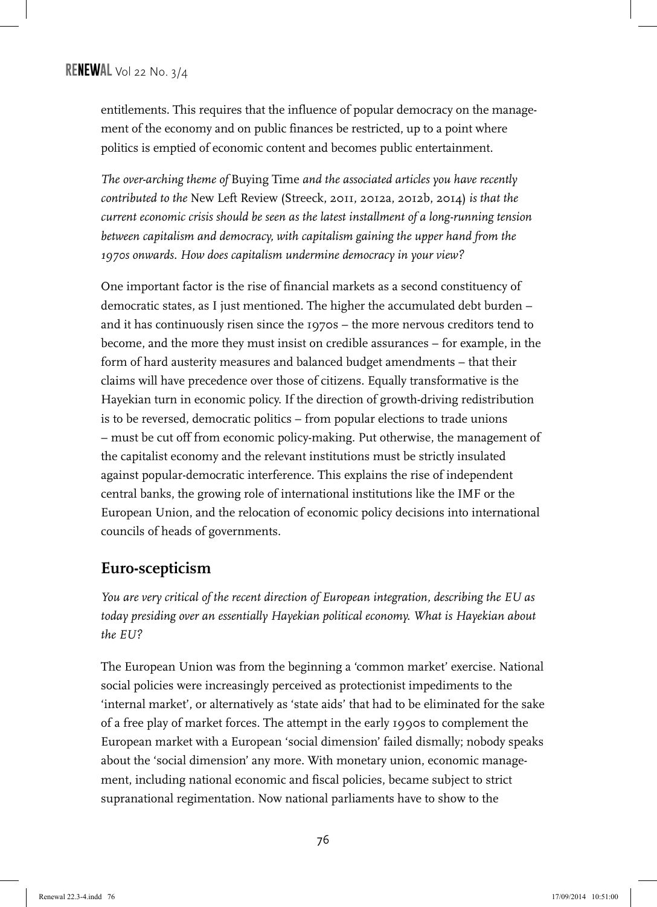entitlements. This requires that the influence of popular democracy on the management of the economy and on public finances be restricted, up to a point where politics is emptied of economic content and becomes public entertainment.

*The over-arching theme of* Buying Time *and the associated articles you have recently contributed to the* New Left Review (Streeck, 2011, 2012a, 2012b, 2014) *is that the current economic crisis should be seen as the latest installment of a long-running tension between capitalism and democracy, with capitalism gaining the upper hand from the 1970s onwards. How does capitalism undermine democracy in your view?*

One important factor is the rise of financial markets as a second constituency of democratic states, as I just mentioned. The higher the accumulated debt burden – and it has continuously risen since the 1970s – the more nervous creditors tend to become, and the more they must insist on credible assurances – for example, in the form of hard austerity measures and balanced budget amendments – that their claims will have precedence over those of citizens. Equally transformative is the Hayekian turn in economic policy. If the direction of growth-driving redistribution is to be reversed, democratic politics – from popular elections to trade unions – must be cut off from economic policy-making. Put otherwise, the management of the capitalist economy and the relevant institutions must be strictly insulated against popular-democratic interference. This explains the rise of independent central banks, the growing role of international institutions like the IMF or the European Union, and the relocation of economic policy decisions into international councils of heads of governments.

## Euro-scepticism

*You are very critical of the recent direction of European integration, describing the EU as today presiding over an essentially Hayekian political economy. What is Hayekian about the EU?*

The European Union was from the beginning a 'common market' exercise. National social policies were increasingly perceived as protectionist impediments to the 'internal market', or alternatively as 'state aids' that had to be eliminated for the sake of a free play of market forces. The attempt in the early 1990s to complement the European market with a European 'social dimension' failed dismally; nobody speaks about the 'social dimension' any more. With monetary union, economic management, including national economic and fiscal policies, became subject to strict supranational regimentation. Now national parliaments have to show to the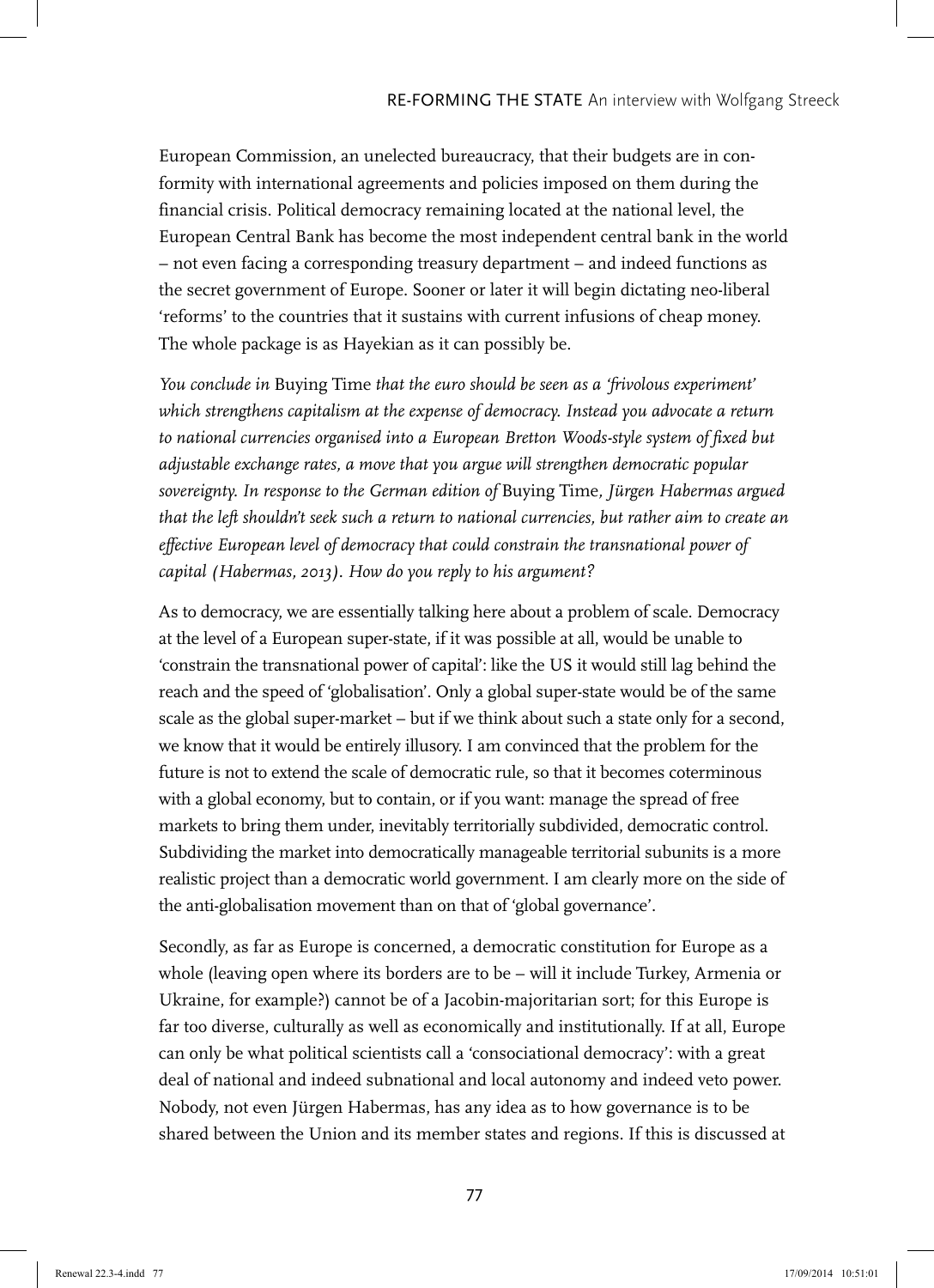European Commission, an unelected bureaucracy, that their budgets are in conformity with international agreements and policies imposed on them during the financial crisis. Political democracy remaining located at the national level, the European Central Bank has become the most independent central bank in the world – not even facing a corresponding treasury department – and indeed functions as the secret government of Europe. Sooner or later it will begin dictating neo-liberal 'reforms' to the countries that it sustains with current infusions of cheap money. The whole package is as Hayekian as it can possibly be.

*You conclude in* Buying Time *that the euro should be seen as a 'frivolous experiment' which strengthens capitalism at the expense of democracy. Instead you advocate a return to national currencies organised into a European Bretton Woods-style system of fixed but adjustable exchange rates, a move that you argue will strengthen democratic popular sovereignty. In response to the German edition of* Buying Time*, Jürgen Habermas argued that the left shouldn't seek such a return to national currencies, but rather aim to create an effective European level of democracy that could constrain the transnational power of capital (Habermas, 2013). How do you reply to his argument?*

As to democracy, we are essentially talking here about a problem of scale. Democracy at the level of a European super-state, if it was possible at all, would be unable to 'constrain the transnational power of capital': like the US it would still lag behind the reach and the speed of 'globalisation'. Only a global super-state would be of the same scale as the global super-market – but if we think about such a state only for a second, we know that it would be entirely illusory. I am convinced that the problem for the future is not to extend the scale of democratic rule, so that it becomes coterminous with a global economy, but to contain, or if you want: manage the spread of free markets to bring them under, inevitably territorially subdivided, democratic control. Subdividing the market into democratically manageable territorial subunits is a more realistic project than a democratic world government. I am clearly more on the side of the anti-globalisation movement than on that of 'global governance'.

Secondly, as far as Europe is concerned, a democratic constitution for Europe as a whole (leaving open where its borders are to be – will it include Turkey, Armenia or Ukraine, for example?) cannot be of a Jacobin-majoritarian sort; for this Europe is far too diverse, culturally as well as economically and institutionally. If at all, Europe can only be what political scientists call a 'consociational democracy': with a great deal of national and indeed subnational and local autonomy and indeed veto power. Nobody, not even Jürgen Habermas, has any idea as to how governance is to be shared between the Union and its member states and regions. If this is discussed at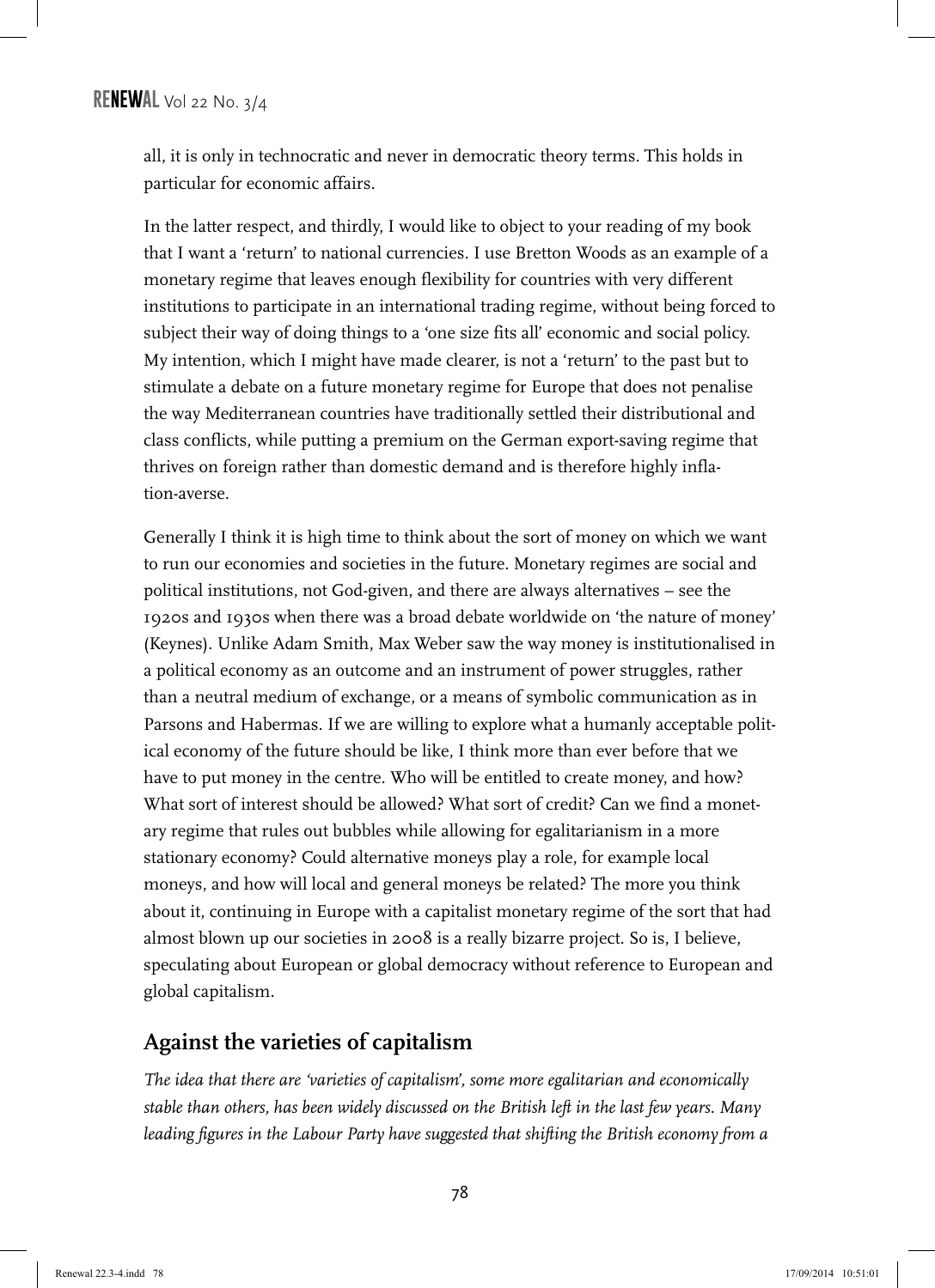all, it is only in technocratic and never in democratic theory terms. This holds in particular for economic affairs.

In the latter respect, and thirdly, I would like to object to your reading of my book that I want a 'return' to national currencies. I use Bretton Woods as an example of a monetary regime that leaves enough flexibility for countries with very different institutions to participate in an international trading regime, without being forced to subject their way of doing things to a 'one size fits all' economic and social policy. My intention, which I might have made clearer, is not a 'return' to the past but to stimulate a debate on a future monetary regime for Europe that does not penalise the way Mediterranean countries have traditionally settled their distributional and class conflicts, while putting a premium on the German export-saving regime that thrives on foreign rather than domestic demand and is therefore highly inflation-averse.

Generally I think it is high time to think about the sort of money on which we want to run our economies and societies in the future. Monetary regimes are social and political institutions, not God-given, and there are always alternatives – see the 1920s and 1930s when there was a broad debate worldwide on 'the nature of money' (Keynes). Unlike Adam Smith, Max Weber saw the way money is institutionalised in a political economy as an outcome and an instrument of power struggles, rather than a neutral medium of exchange, or a means of symbolic communication as in Parsons and Habermas. If we are willing to explore what a humanly acceptable political economy of the future should be like, I think more than ever before that we have to put money in the centre. Who will be entitled to create money, and how? What sort of interest should be allowed? What sort of credit? Can we find a monetary regime that rules out bubbles while allowing for egalitarianism in a more stationary economy? Could alternative moneys play a role, for example local moneys, and how will local and general moneys be related? The more you think about it, continuing in Europe with a capitalist monetary regime of the sort that had almost blown up our societies in 2008 is a really bizarre project. So is, I believe, speculating about European or global democracy without reference to European and global capitalism.

## Against the varieties of capitalism

*The idea that there are 'varieties of capitalism', some more egalitarian and economically stable than others, has been widely discussed on the British left in the last few years. Many leading figures in the Labour Party have suggested that shifting the British economy from a*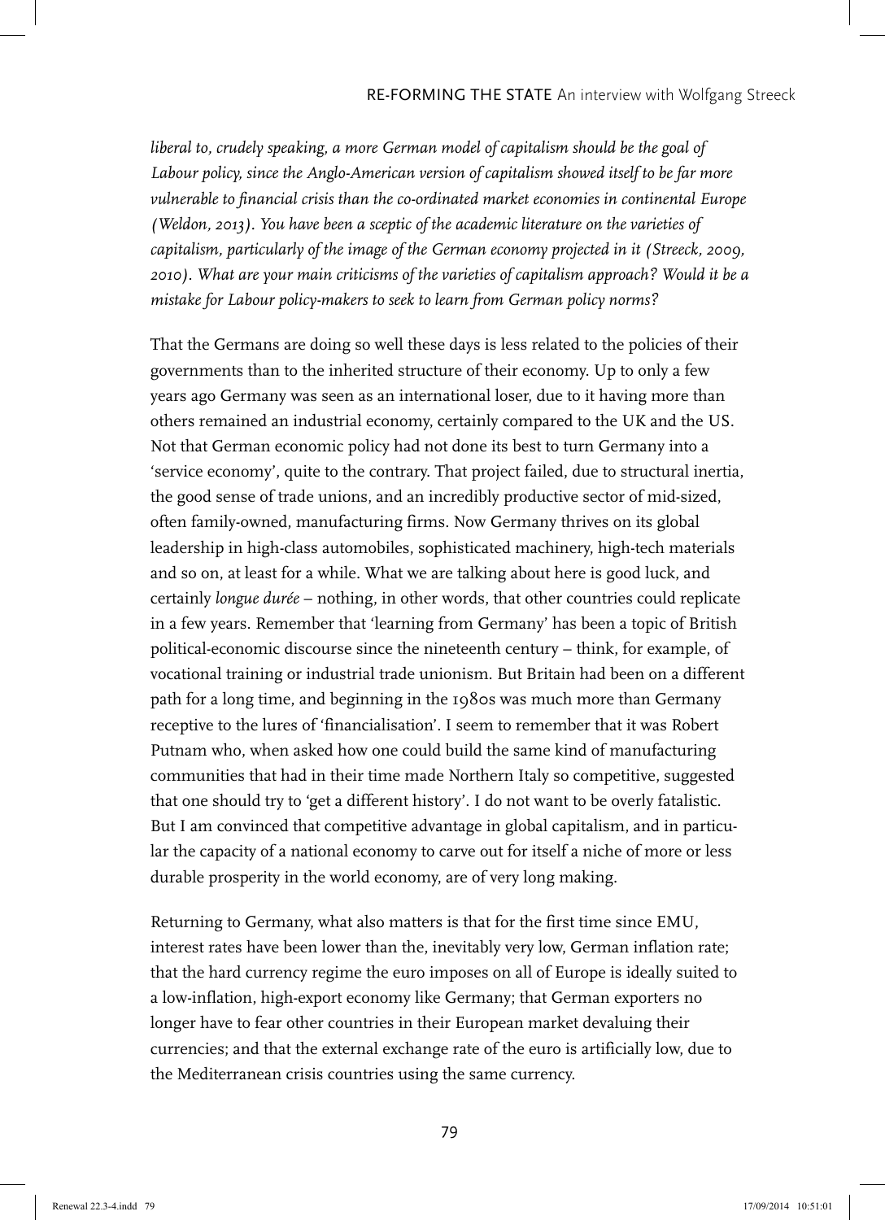*liberal to, crudely speaking, a more German model of capitalism should be the goal of Labour policy, since the Anglo-American version of capitalism showed itself to be far more vulnerable to financial crisis than the co-ordinated market economies in continental Europe (Weldon, 2013). You have been a sceptic of the academic literature on the varieties of capitalism, particularly of the image of the German economy projected in it (Streeck, 2009, 2010). What are your main criticisms of the varieties of capitalism approach? Would it be a mistake for Labour policy-makers to seek to learn from German policy norms?*

That the Germans are doing so well these days is less related to the policies of their governments than to the inherited structure of their economy. Up to only a few years ago Germany was seen as an international loser, due to it having more than others remained an industrial economy, certainly compared to the UK and the US. Not that German economic policy had not done its best to turn Germany into a 'service economy', quite to the contrary. That project failed, due to structural inertia, the good sense of trade unions, and an incredibly productive sector of mid-sized, often family-owned, manufacturing firms. Now Germany thrives on its global leadership in high-class automobiles, sophisticated machinery, high-tech materials and so on, at least for a while. What we are talking about here is good luck, and certainly *longue durée* – nothing, in other words, that other countries could replicate in a few years. Remember that 'learning from Germany' has been a topic of British political-economic discourse since the nineteenth century – think, for example, of vocational training or industrial trade unionism. But Britain had been on a different path for a long time, and beginning in the 1980s was much more than Germany receptive to the lures of 'financialisation'. I seem to remember that it was Robert Putnam who, when asked how one could build the same kind of manufacturing communities that had in their time made Northern Italy so competitive, suggested that one should try to 'get a different history'. I do not want to be overly fatalistic. But I am convinced that competitive advantage in global capitalism, and in particular the capacity of a national economy to carve out for itself a niche of more or less durable prosperity in the world economy, are of very long making.

Returning to Germany, what also matters is that for the first time since EMU, interest rates have been lower than the, inevitably very low, German inflation rate; that the hard currency regime the euro imposes on all of Europe is ideally suited to a low-inflation, high-export economy like Germany; that German exporters no longer have to fear other countries in their European market devaluing their currencies; and that the external exchange rate of the euro is artificially low, due to the Mediterranean crisis countries using the same currency.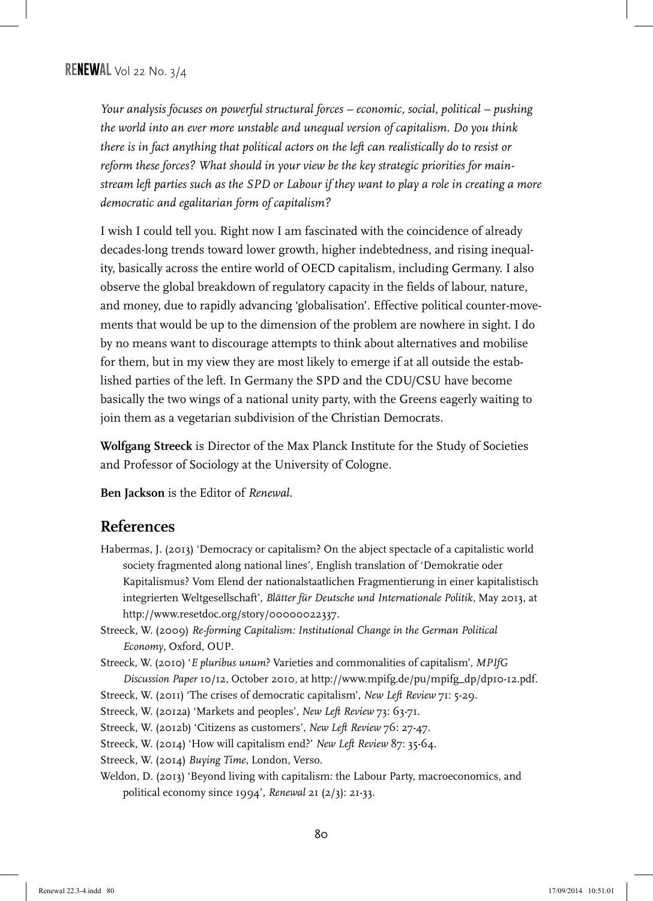*Your analysis focuses on powerful structural forces – economic, social, political – pushing the world into an ever more unstable and unequal version of capitalism. Do you think there is in fact anything that political actors on the left can realistically do to resist or reform these forces? What should in your view be the key strategic priorities for mainstream left parties such as the SPD or Labour if they want to play a role in creating a more democratic and egalitarian form of capitalism?*

I wish I could tell you. Right now I am fascinated with the coincidence of already decades-long trends toward lower growth, higher indebtedness, and rising inequality, basically across the entire world of OECD capitalism, including Germany. I also observe the global breakdown of regulatory capacity in the fields of labour, nature, and money, due to rapidly advancing 'globalisation'. Effective political counter-movements that would be up to the dimension of the problem are nowhere in sight. I do by no means want to discourage attempts to think about alternatives and mobilise for them, but in my view they are most likely to emerge if at all outside the established parties of the left. In Germany the SPD and the CDU/CSU have become basically the two wings of a national unity party, with the Greens eagerly waiting to join them as a vegetarian subdivision of the Christian Democrats.

**Wolfgang Streeck** is Director of the Max Planck Institute for the Study of Societies and Professor of Sociology at the University of Cologne.

**Ben Jackson** is the Editor of *Renewal*.

## References

Habermas, J. (2013) 'Democracy or capitalism? On the abject spectacle of a capitalistic world society fragmented along national lines', English translation of 'Demokratie oder Kapitalismus? Vom Elend der nationalstaatlichen Fragmentierung in einer kapitalistisch integrierten Weltgesellschaft', *Blätter für Deutsche und Internationale Politik*, May 2013, at http://www.resetdoc.org/story/00000022337.

Streeck, W. (2009) *Re-forming Capitalism: Institutional Change in the German Political Economy*, Oxford, OUP.

Streeck, W. (2010) '*E pluribus unum*? Varieties and commonalities of capitalism', *MPIfG Discussion Paper* 10/12, October 2010, at http://www.mpifg.de/pu/mpifg_dp/dp10-12.pdf.

Streeck, W. (2011) 'The crises of democratic capitalism', *New Left Review* 71: 5-29.

Streeck, W. (2012a) 'Markets and peoples', *New Left Review* 73: 63-71.

Streeck, W. (2012b) 'Citizens as customers', *New Left Review* 76: 27-47.

Streeck, W. (2014) 'How will capitalism end?' *New Left Review* 87: 35-64.

Streeck, W. (2014) *Buying Time*, London, Verso.

Weldon, D. (2013) 'Beyond living with capitalism: the Labour Party, macroeconomics, and political economy since 1994', *Renewal* 21 (2/3): 21-33.